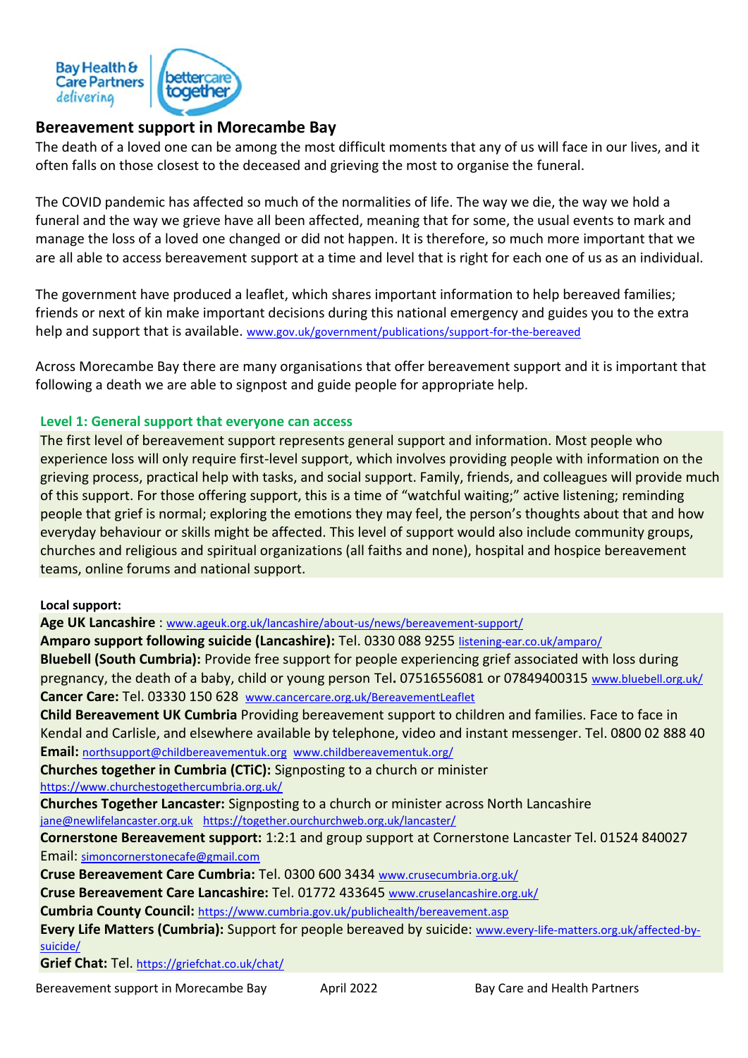# Bereavement support in Morecambe Bay

The death of a loved one can be among the most difficult moments that any of us will face in our lives, and it often falls on those closest to the deceased and grieving the most to organise the funeral.

The COVID pandemic has affected so much of the normalities of life. The way we die, the way we hold a funeral and the way we grieve have all been affected, meaning that for some, the usual events to mark and manage the loss of a loved one changed or did not happen. It is therefore, so much more important that we are all able to access bereavement support at a time and level that is right for each one of us as an individual.

The government have produced a leaflet, which shares important information to help bereaved families; friends or next of kin make important decisions during this national emergency and guides you to the extra help and support that is available. www.gov.uk/government/publications/support-for-the-bereaved

Across Morecambe Bay there are many organisations that offer bereavement support and it is important that following a death we are able to signpost and guide people for appropriate help.

## Level 1: General support that everyone can access

The first level of bereavement support represents general support and information. Most people who experience loss will only require first-level support, which involves providing people with information on the grieving process, practical help with tasks, and social support. Family, friends, and colleagues will provide much of this support. For those offering support, this is a time of "watchful waiting;" active listening; reminding people that grief is normal; exploring the emotions they may feel, the person's thoughts about that and how everyday behaviour or skills might be affected. This level of support would also include community groups, churches and religious and spiritual organizations (all faiths and none), hospital and hospice bereavement teams, online forums and national support.

**Local support:**

**Age UK Lancashire** : www.ageuk.org.uk/lancashire/about-us/news/bereavement-support/

**Amparo support following suicide (Lancashire):** Tel. 0330 088 9255 listening-ear.co.uk/amparo/

**Bluebell (South Cumbria):** Provide free support for people experiencing grief associated with loss during pregnancy, the death of a baby, child or young person Tel**.** 07516556081 or 07849400315 www.bluebell.org.uk/

**Cancer Care:** Tel. 03330 150 628 www.cancercare.org.uk/BereavementLeaflet

**Child Bereavement UK Cumbria** Providing bereavement support to children and families. Face to face in Kendal and Carlisle, and elsewhere available by telephone, video and instant messenger. Tel. 0800 02 888 40 **Email:** northsupport@childbereavementuk.org www.childbereavementuk.org/

**Churches together in Cumbria (CTiC):** Signposting to a church or minister https://www.churchestogethercumbria.org.uk/

**Churches Together Lancaster:** Signposting to a church or minister across North Lancashire jane@newlifelancaster.org.uk https://together.ourchurchweb.org.uk/lancaster/

**Cornerstone Bereavement support:** 1:2:1 and group support at Cornerstone Lancaster Tel. 01524 840027 Email: simoncornerstonecafe@gmail.com

**Cruse Bereavement Care Cumbria:** Tel. 0300 600 3434 www.crusecumbria.org.uk/

**Cruse Bereavement Care Lancashire:** Tel. 01772 433645 www.cruselancashire.org.uk/

**Cumbria County Council:** https://www.cumbria.gov.uk/publichealth/bereavement.asp

**Every Life Matters (Cumbria):** Support for people bereaved by suicide: www.every-life-matters.org.uk/affected-by-suicide/

**Grief Chat:** Tel. https://griefchat.co.uk/chat/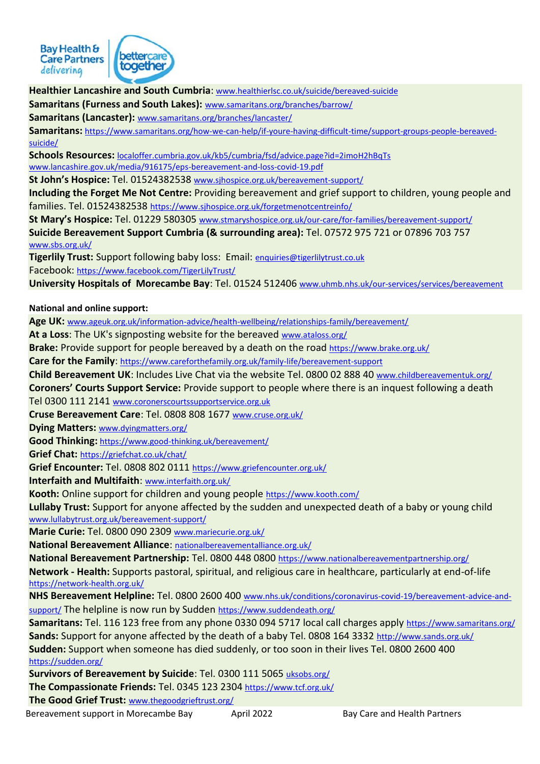**Healthier Lancashire and South Cumbria**: www.healthierlsc.co.uk/suicide/bereaved-suicide

**Samaritans (Furness and South Lakes):** www.samaritans.org/branches/barrow/

**Samaritans (Lancaster):** www.samaritans.org/branches/lancaster/

**Samaritans:** https://www.samaritans.org/how-we-can-help/if-youre-having-difficult-time/support-groups-people-bereaved-suicide/

**Schools Resources:** localoffer.cumbria.gov.uk/kb5/cumbria/fsd/advice.page?id=2imoH2hBqTs www.lancashire.gov.uk/media/916175/eps-bereavement-and-loss-covid-19.pdf

**St John's Hospice:** Tel. 01524382538 www.sjhospice.org.uk/bereavement-support/

**Including the Forget Me Not Centre:** Providing bereavement and grief support to children, young people and families. Tel. 01524382538 https://www.sjhospice.org.uk/forgetmenotcentreinfo/

**St Mary's Hospice:** Tel. 01229 580305 www.stmaryshospice.org.uk/our-care/for-families/bereavement-support/

**Suicide Bereavement Support Cumbria (& surrounding area):** Tel. 07572 975 721 or 07896 703 757 www.sbs.org.uk/

**Tigerlily Trust:** Support following baby loss: Email: enquiries@tigerlilytrust.co.uk
Facebook: https://www.facebook.com/TigerLilyTrust/

**University Hospitals of Morecambe Bay**: Tel. 01524 512406 www.uhmb.nhs.uk/our-services/services/bereavement

**National and online support:**

**Age UK:** www.ageuk.org.uk/information-advice/health-wellbeing/relationships-family/bereavement/

**At a Loss**: The UK's signposting website for the bereaved www.ataloss.org/

**Brake:** Provide support for people bereaved by a death on the road https://www.brake.org.uk/

**Care for the Family**: https://www.careforthefamily.org.uk/family-life/bereavement-support

**Child Bereavement UK**: Includes Live Chat via the website Tel. 0800 02 888 40 www.childbereavementuk.org/

**Coroners' Courts Support Service:** Provide support to people where there is an inquest following a death Tel 0300 111 2141 www.coronerscourtssupportservice.org.uk

**Cruse Bereavement Care**: Tel. 0808 808 1677 www.cruse.org.uk/

**Dying Matters:** www.dyingmatters.org/

**Good Thinking:** https://www.good-thinking.uk/bereavement/

**Grief Chat:** https://griefchat.co.uk/chat/

**Grief Encounter:** Tel. 0808 802 0111 https://www.griefencounter.org.uk/

**Interfaith and Multifaith**: www.interfaith.org.uk/

**Kooth:** Online support for children and young people https://www.kooth.com/

**Lullaby Trust:** Support for anyone affected by the sudden and unexpected death of a baby or young child www.lullabytrust.org.uk/bereavement-support/

**Marie Curie:** Tel. 0800 090 2309 www.mariecurie.org.uk/

**National Bereavement Alliance**: nationalbereavementalliance.org.uk/

**National Bereavement Partnership:** Tel. 0800 448 0800 https://www.nationalbereavementpartnership.org/

**Network - Health:** Supports pastoral, spiritual, and religious care in healthcare, particularly at end-of-life https://network-health.org.uk/

**NHS Bereavement Helpline:** Tel. 0800 2600 400 www.nhs.uk/conditions/coronavirus-covid-19/bereavement-advice-and-support/ The helpline is now run by Sudden https://www.suddendeath.org/

**Samaritans:** Tel. 116 123 free from any phone 0330 094 5717 local call charges apply https://www.samaritans.org/

**Sands:** Support for anyone affected by the death of a baby Tel. 0808 164 3332 http://www.sands.org.uk/

**Sudden:** Support when someone has died suddenly, or too soon in their lives Tel. 0800 2600 400 https://sudden.org/

**Survivors of Bereavement by Suicide**: Tel. 0300 111 5065 uksobs.org/

**The Compassionate Friends:** Tel. 0345 123 2304 https://www.tcf.org.uk/

**The Good Grief Trust:** www.thegoodgrieftrust.org/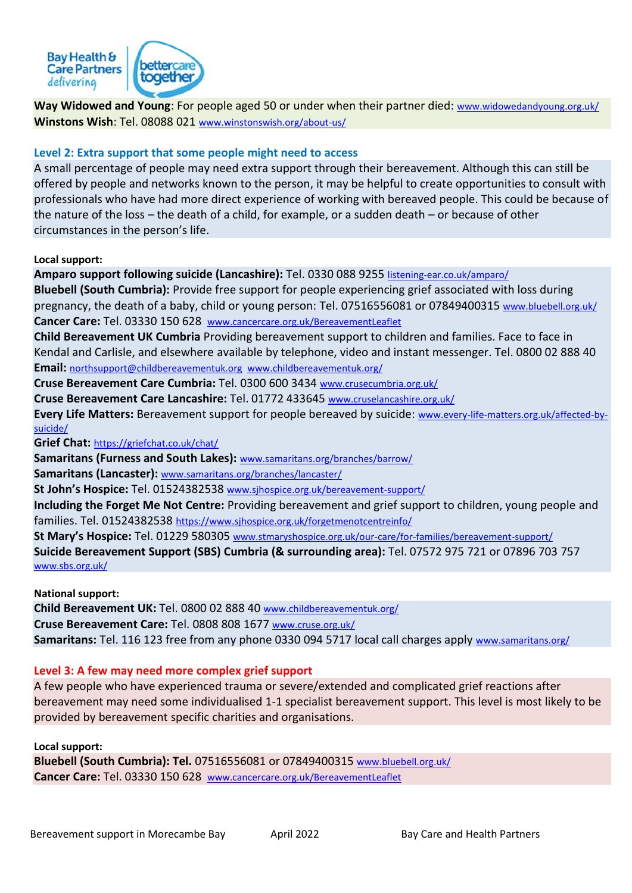**Way Widowed and Young**: For people aged 50 or under when their partner died: www.widowedandyoung.org.uk/
**Winstons Wish**: Tel. 08088 021 www.winstonswish.org/about-us/

## Level 2: Extra support that some people might need to access

A small percentage of people may need extra support through their bereavement. Although this can still be offered by people and networks known to the person, it may be helpful to create opportunities to consult with professionals who have had more direct experience of working with bereaved people. This could be because of the nature of the loss – the death of a child, for example, or a sudden death – or because of other circumstances in the person's life.

**Local support:**

**Amparo support following suicide (Lancashire):** Tel. 0330 088 9255 listening-ear.co.uk/amparo/
**Bluebell (South Cumbria):** Provide free support for people experiencing grief associated with loss during pregnancy, the death of a baby, child or young person: Tel. 07516556081 or 07849400315 www.bluebell.org.uk/
**Cancer Care:** Tel. 03330 150 628 www.cancercare.org.uk/BereavementLeaflet
**Child Bereavement UK Cumbria** Providing bereavement support to children and families. Face to face in Kendal and Carlisle, and elsewhere available by telephone, video and instant messenger. Tel. 0800 02 888 40
**Email:** northsupport@childbereavementuk.org www.childbereavementuk.org/
**Cruse Bereavement Care Cumbria:** Tel. 0300 600 3434 www.crusecumbria.org.uk/
**Cruse Bereavement Care Lancashire:** Tel. 01772 433645 www.cruselancashire.org.uk/
**Every Life Matters:** Bereavement support for people bereaved by suicide: www.every-life-matters.org.uk/affected-by-suicide/
**Grief Chat:** https://griefchat.co.uk/chat/
**Samaritans (Furness and South Lakes):** www.samaritans.org/branches/barrow/
**Samaritans (Lancaster):** www.samaritans.org/branches/lancaster/
**St John's Hospice:** Tel. 01524382538 www.sjhospice.org.uk/bereavement-support/
**Including the Forget Me Not Centre:** Providing bereavement and grief support to children, young people and families. Tel. 01524382538 https://www.sjhospice.org.uk/forgetmenotcentreinfo/
**St Mary's Hospice:** Tel. 01229 580305 www.stmaryshospice.org.uk/our-care/for-families/bereavement-support/
**Suicide Bereavement Support (SBS) Cumbria (& surrounding area):** Tel. 07572 975 721 or 07896 703 757 www.sbs.org.uk/

**National support:**

**Child Bereavement UK:** Tel. 0800 02 888 40 www.childbereavementuk.org/
**Cruse Bereavement Care:** Tel. 0808 808 1677 www.cruse.org.uk/
**Samaritans:** Tel. 116 123 free from any phone 0330 094 5717 local call charges apply www.samaritans.org/

## Level 3: A few may need more complex grief support

A few people who have experienced trauma or severe/extended and complicated grief reactions after bereavement may need some individualised 1-1 specialist bereavement support. This level is most likely to be provided by bereavement specific charities and organisations.

**Local support:**

**Bluebell (South Cumbria): Tel.** 07516556081 or 07849400315 www.bluebell.org.uk/
**Cancer Care:** Tel. 03330 150 628 www.cancercare.org.uk/BereavementLeaflet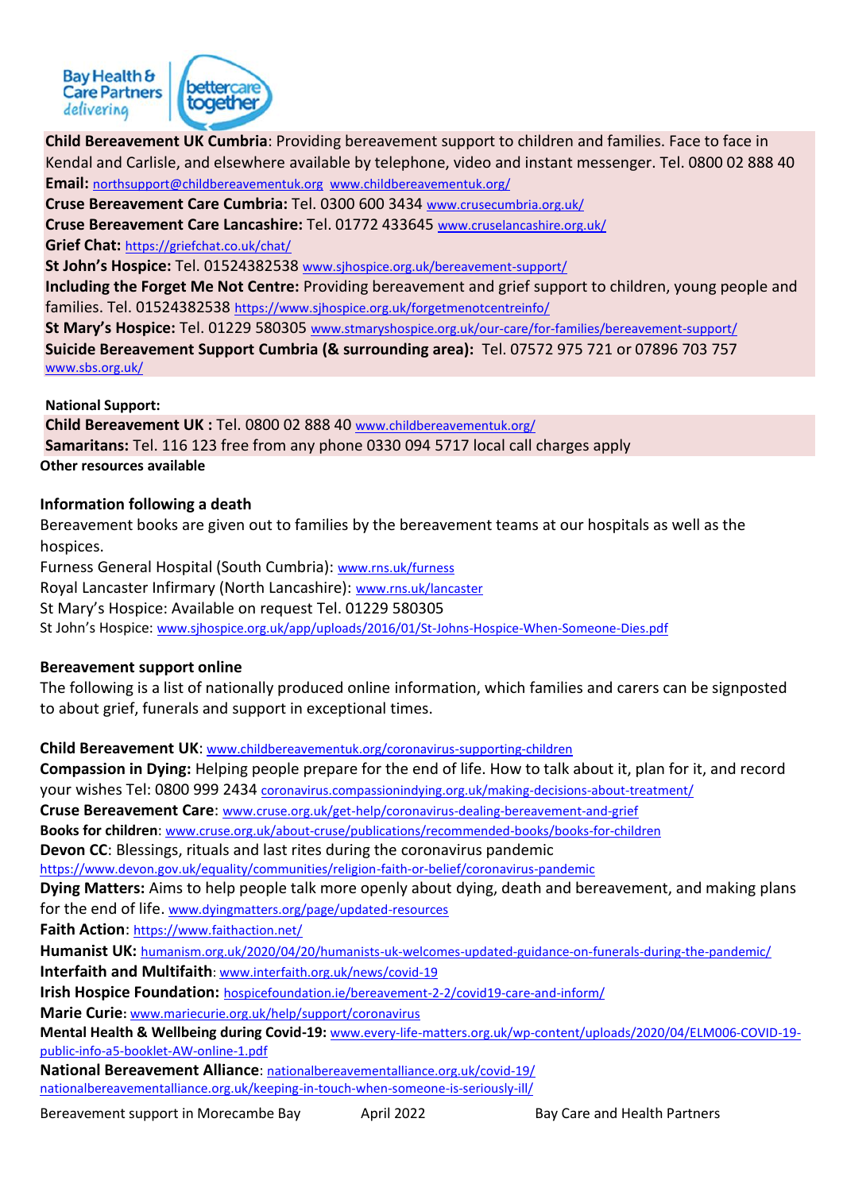**Child Bereavement UK Cumbria**: Providing bereavement support to children and families. Face to face in Kendal and Carlisle, and elsewhere available by telephone, video and instant messenger. Tel. 0800 02 888 40

**Email:** northsupport@childbereavementuk.org www.childbereavementuk.org/

**Cruse Bereavement Care Cumbria:** Tel. 0300 600 3434 www.crusecumbria.org.uk/

**Cruse Bereavement Care Lancashire:** Tel. 01772 433645 www.cruselancashire.org.uk/

**Grief Chat:** https://griefchat.co.uk/chat/

**St John's Hospice:** Tel. 01524382538 www.sjhospice.org.uk/bereavement-support/

**Including the Forget Me Not Centre:** Providing bereavement and grief support to children, young people and families. Tel. 01524382538 https://www.sjhospice.org.uk/forgetmenotcentreinfo/

**St Mary's Hospice:** Tel. 01229 580305 www.stmaryshospice.org.uk/our-care/for-families/bereavement-support/

**Suicide Bereavement Support Cumbria (& surrounding area):** Tel. 07572 975 721 or 07896 703 757 www.sbs.org.uk/

**National Support:**

**Child Bereavement UK :** Tel. 0800 02 888 40 www.childbereavementuk.org/

**Samaritans:** Tel. 116 123 free from any phone 0330 094 5717 local call charges apply

**Other resources available**

**Information following a death**

Bereavement books are given out to families by the bereavement teams at our hospitals as well as the hospices.

Furness General Hospital (South Cumbria): www.rns.uk/furness

Royal Lancaster Infirmary (North Lancashire): www.rns.uk/lancaster

St Mary's Hospice: Available on request Tel. 01229 580305

St John's Hospice: www.sjhospice.org.uk/app/uploads/2016/01/St-Johns-Hospice-When-Someone-Dies.pdf

**Bereavement support online**

The following is a list of nationally produced online information, which families and carers can be signposted to about grief, funerals and support in exceptional times.

**Child Bereavement UK**: www.childbereavementuk.org/coronavirus-supporting-children

**Compassion in Dying:** Helping people prepare for the end of life. How to talk about it, plan for it, and record your wishes Tel: 0800 999 2434 coronavirus.compassionindying.org.uk/making-decisions-about-treatment/

**Cruse Bereavement Care**: www.cruse.org.uk/get-help/coronavirus-dealing-bereavement-and-grief

**Books for children**: www.cruse.org.uk/about-cruse/publications/recommended-books/books-for-children

**Devon CC**: Blessings, rituals and last rites during the coronavirus pandemic https://www.devon.gov.uk/equality/communities/religion-faith-or-belief/coronavirus-pandemic

**Dying Matters:** Aims to help people talk more openly about dying, death and bereavement, and making plans for the end of life. www.dyingmatters.org/page/updated-resources

**Faith Action**: https://www.faithaction.net/

**Humanist UK:** humanism.org.uk/2020/04/20/humanists-uk-welcomes-updated-guidance-on-funerals-during-the-pandemic/

**Interfaith and Multifaith**: www.interfaith.org.uk/news/covid-19

**Irish Hospice Foundation:** hospicefoundation.ie/bereavement-2-2/covid19-care-and-inform/

**Marie Curie**: www.mariecurie.org.uk/help/support/coronavirus

**Mental Health & Wellbeing during Covid-19:** www.every-life-matters.org.uk/wp-content/uploads/2020/04/ELM006-COVID-19-public-info-a5-booklet-AW-online-1.pdf

**National Bereavement Alliance**: nationalbereavementalliance.org.uk/covid-19/ nationalbereavementalliance.org.uk/keeping-in-touch-when-someone-is-seriously-ill/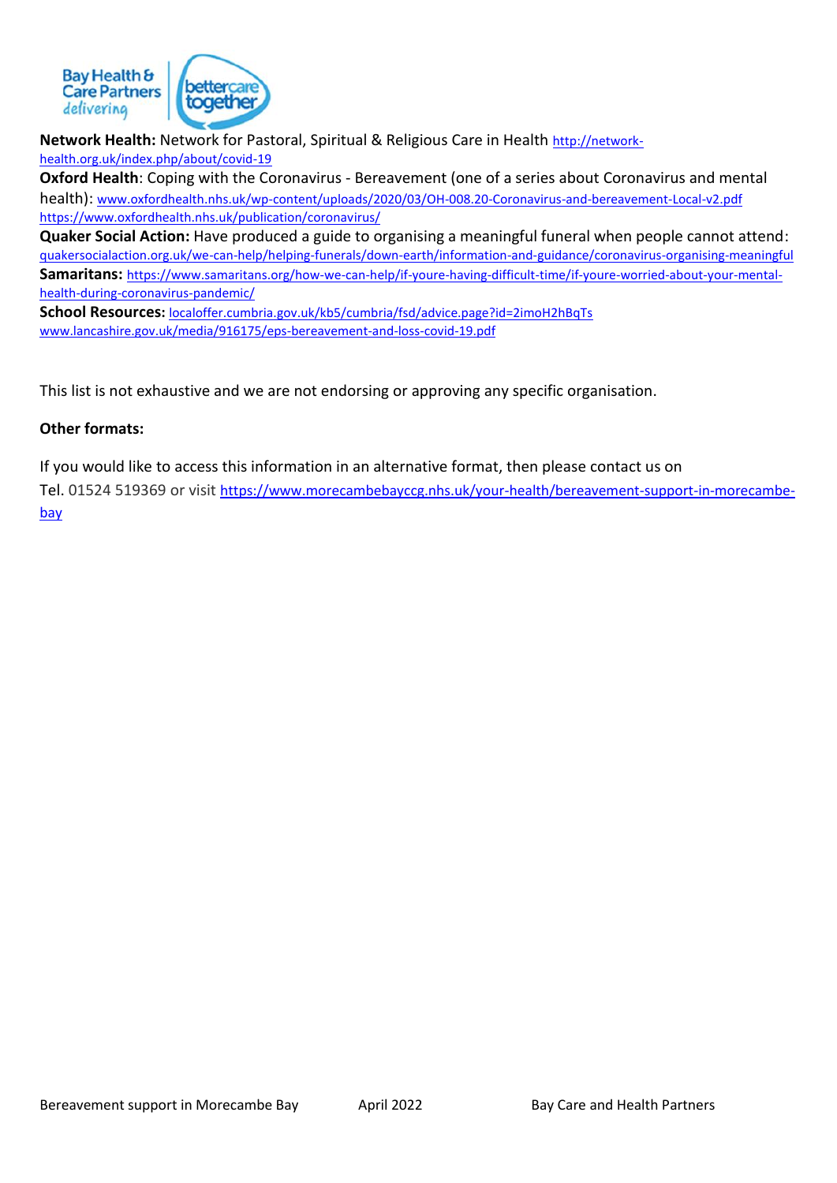**Network Health:** Network for Pastoral, Spiritual & Religious Care in Health http://network-health.org.uk/index.php/about/covid-19

**Oxford Health**: Coping with the Coronavirus - Bereavement (one of a series about Coronavirus and mental health): www.oxfordhealth.nhs.uk/wp-content/uploads/2020/03/OH-008.20-Coronavirus-and-bereavement-Local-v2.pdf https://www.oxfordhealth.nhs.uk/publication/coronavirus/

**Quaker Social Action:** Have produced a guide to organising a meaningful funeral when people cannot attend: quakersocialaction.org.uk/we-can-help/helping-funerals/down-earth/information-and-guidance/coronavirus-organising-meaningful

**Samaritans:** https://www.samaritans.org/how-we-can-help/if-youre-having-difficult-time/if-youre-worried-about-your-mental-health-during-coronavirus-pandemic/

**School Resources:** localoffer.cumbria.gov.uk/kb5/cumbria/fsd/advice.page?id=2imoH2hBqTs www.lancashire.gov.uk/media/916175/eps-bereavement-and-loss-covid-19.pdf

This list is not exhaustive and we are not endorsing or approving any specific organisation.

**Other formats:**

If you would like to access this information in an alternative format, then please contact us on Tel. 01524 519369 or visit https://www.morecambebayccg.nhs.uk/your-health/bereavement-support-in-morecambe-bay